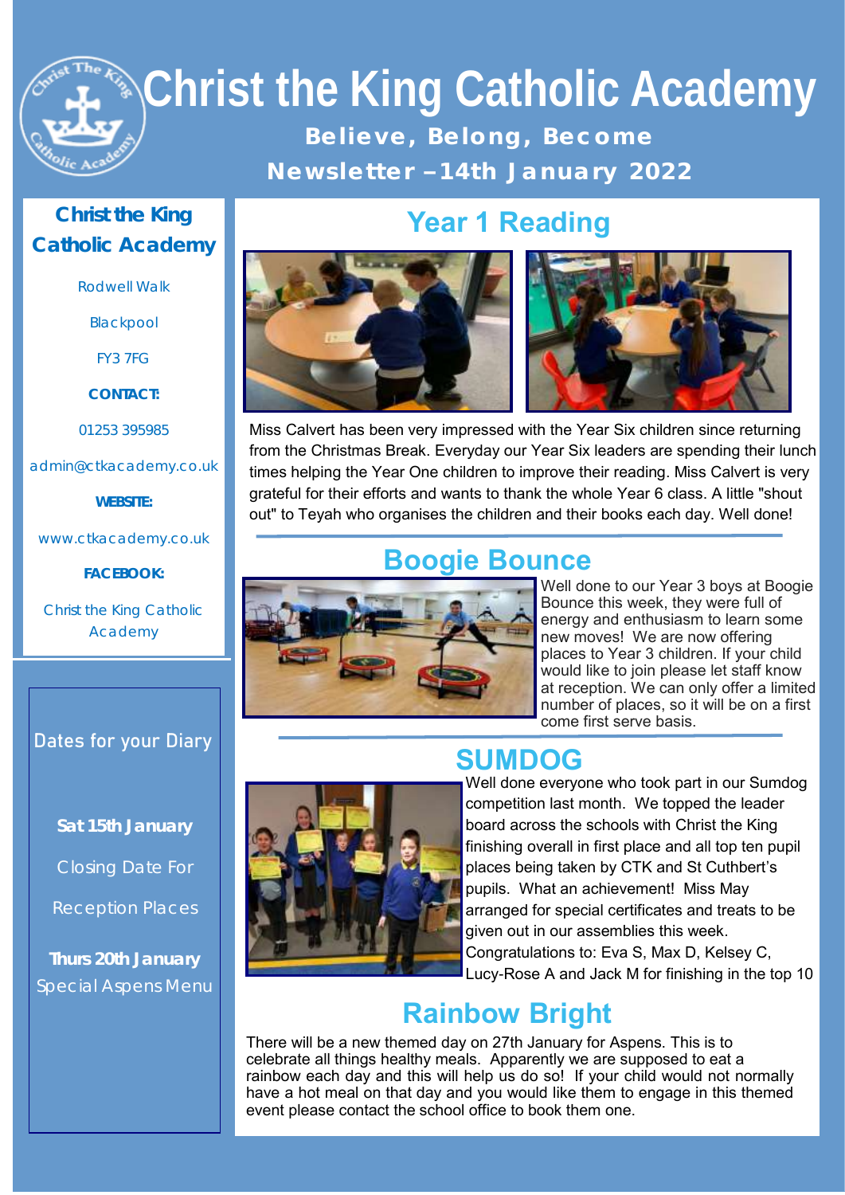# Christ the King Catholic Academy

**Believe, Belong, Become**

**Newsletter – 14th January 2022**

## Christ the King Catholic Academy

Rodwell Walk

Blackpool

FY3 7FG

**CONTACT:**

01253 395985

admin@ctkacademy.co.uk

**WEBSITE:**

www.ctkacademy.co.uk

**FACEBOOK:**

Christ the King Catholic Academy

### Dates for your Diary

**Sat 15th January**

Closing Date For Reception Places

**Thurs 20th January**

Special Aspens Menu

## Year 1 Reading

Miss Calvert has been very impressed with the Year Six children since returning from the Christmas Break. Everyday our Year Six leaders are spending their lunch times helping the Year One children to improve their reading. Miss Calvert is very grateful for their efforts and wants to thank the whole Year 6 class. A little "shout out" to Teyah who organises the children and their books each day. Well done!

## Boogie Bounce

Well done to our Year 3 boys at Boogie Bounce this week, they were full of energy and enthusiasm to learn some new moves! We are now offering places to Year 3 children. If your child would like to join please let staff know at reception. We can only offer a limited number of places, so it will be on a first come first serve basis.

## SUMDOG

Well done everyone who took part in our Sumdog competition last month. We topped the leader board across the schools with Christ the King finishing overall in first place and all top ten pupil places being taken by CTK and St Cuthbert's pupils. What an achievement! Miss May arranged for special certificates and treats to be given out in our assemblies this week. Congratulations to: Eva S, Max D, Kelsey C, Lucy-Rose A and Jack M for finishing in the top 10

## Rainbow Bright

There will be a new themed day on 27th January for Aspens. This is to celebrate all things healthy meals. Apparently we are supposed to eat a rainbow each day and this will help us do so! If your child would not normally have a hot meal on that day and you would like them to engage in this themed event please contact the school office to book them one.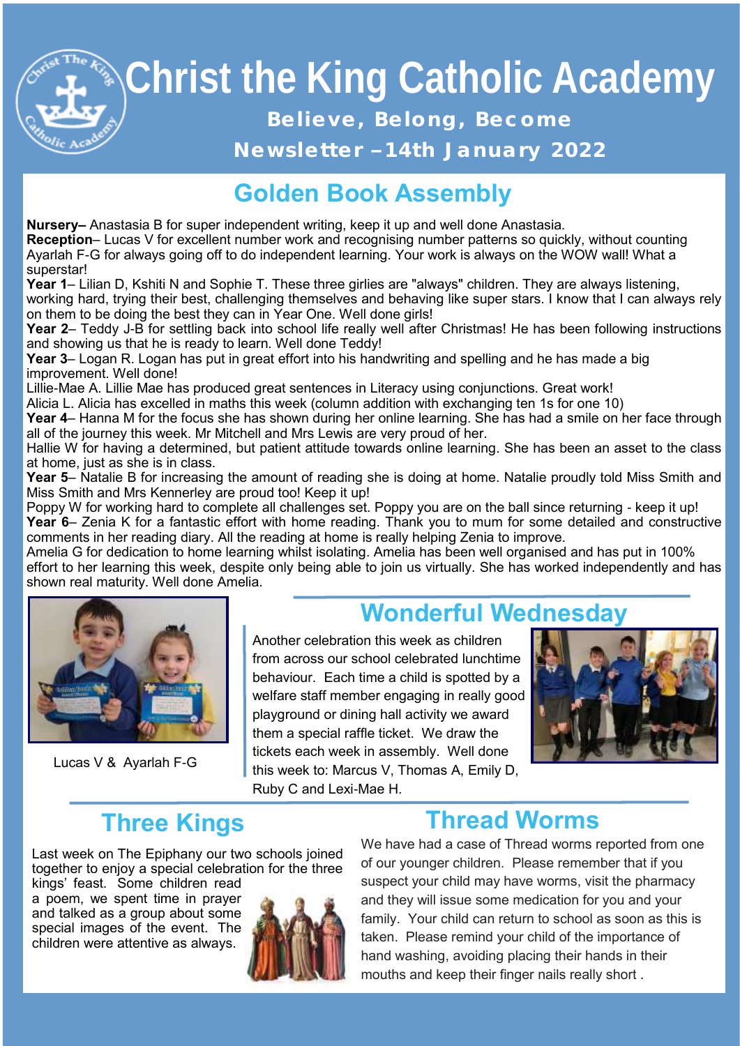# Christ the King Catholic Academy

**Believe, Belong, Become**

**Newsletter –14th January 2022**

## Golden Book Assembly

**Nursery–** Anastasia B for super independent writing, keep it up and well done Anastasia.

**Reception**– Lucas V for excellent number work and recognising number patterns so quickly, without counting

Ayarlah F-G for always going off to do independent learning. Your work is always on the WOW wall! What a superstar!

**Year 1**– Lilian D, Kshiti N and Sophie T. These three girlies are "always" children. They are always listening, working hard, trying their best, challenging themselves and behaving like super stars. I know that I can always rely on them to be doing the best they can in Year One. Well done girls!

**Year 2**– Teddy J-B for settling back into school life really well after Christmas! He has been following instructions and showing us that he is ready to learn. Well done Teddy!

**Year 3**– Logan R. Logan has put in great effort into his handwriting and spelling and he has made a big improvement. Well done!

Lillie-Mae A. Lillie Mae has produced great sentences in Literacy using conjunctions. Great work!

Alicia L. Alicia has excelled in maths this week (column addition with exchanging ten 1s for one 10)

**Year 4**– Hanna M for the focus she has shown during her online learning. She has had a smile on her face through all of the journey this week. Mr Mitchell and Mrs Lewis are very proud of her.

Hallie W for having a determined, but patient attitude towards online learning. She has been an asset to the class at home, just as she is in class.

**Year 5**– Natalie B for increasing the amount of reading she is doing at home. Natalie proudly told Miss Smith and Miss Smith and Mrs Kennerley are proud too! Keep it up!

Poppy W for working hard to complete all challenges set. Poppy you are on the ball since returning - keep it up!

**Year 6**– Zenia K for a fantastic effort with home reading. Thank you to mum for some detailed and constructive comments in her reading diary. All the reading at home is really helping Zenia to improve.

Amelia G for dedication to home learning whilst isolating. Amelia has been well organised and has put in 100% effort to her learning this week, despite only being able to join us virtually. She has worked independently and has shown real maturity. Well done Amelia.

Lucas V & Ayarlah F-G

## Wonderful Wednesday

Another celebration this week as children from across our school celebrated lunchtime behaviour. Each time a child is spotted by a welfare staff member engaging in really good playground or dining hall activity we award them a special raffle ticket. We draw the tickets each week in assembly. Well done this week to: Marcus V, Thomas A, Emily D, Ruby C and Lexi-Mae H.

## Three Kings

Last week on The Epiphany our two schools joined together to enjoy a special celebration for the three kings' feast. Some children read a poem, we spent time in prayer and talked as a group about some special images of the event. The children were attentive as always.

## Thread Worms

We have had a case of Thread worms reported from one of our younger children. Please remember that if you suspect your child may have worms, visit the pharmacy and they will issue some medication for you and your family. Your child can return to school as soon as this is taken. Please remind your child of the importance of hand washing, avoiding placing their hands in their mouths and keep their finger nails really short .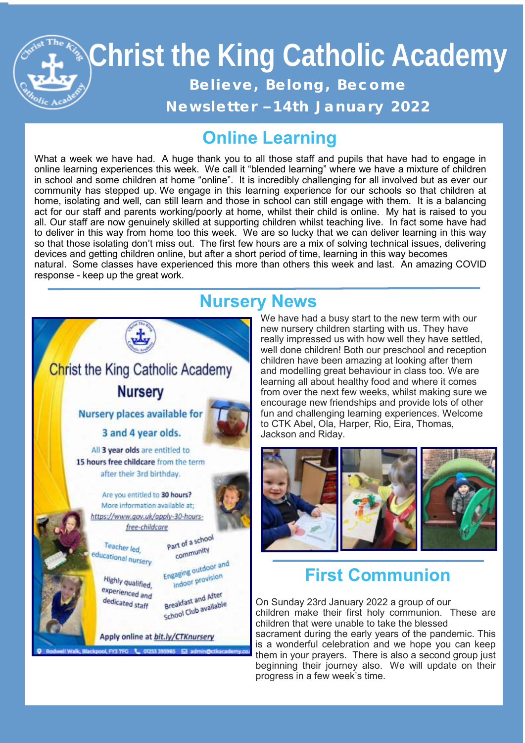# Christ the King Catholic Academy

**Believe, Belong, Become**

**Newsletter –14th January 2022**

## Online Learning

What a week we have had. A huge thank you to all those staff and pupils that have had to engage in online learning experiences this week. We call it "blended learning" where we have a mixture of children in school and some children at home "online". It is incredibly challenging for all involved but as ever our community has stepped up. We engage in this learning experience for our schools so that children at home, isolating and well, can still learn and those in school can still engage with them. It is a balancing act for our staff and parents working/poorly at home, whilst their child is online. My hat is raised to you all. Our staff are now genuinely skilled at supporting children whilst teaching live. In fact some have had to deliver in this way from home too this week. We are so lucky that we can deliver learning in this way so that those isolating don't miss out. The first few hours are a mix of solving technical issues, delivering devices and getting children online, but after a short period of time, learning in this way becomes natural. Some classes have experienced this more than others this week and last. An amazing COVID response - keep up the great work.

## Nursery News

Christ the King Catholic Academy

**Nursery**

**Nursery places available for 3 and 4 year olds.**

All **3 year olds** are entitled to **15 hours free childcare** from the term after their 3rd birthday.

Are you entitled to **30 hours?** More information available at; https://www.gov.uk/apply-30-hours-free-childcare

- Teacher led, educational nursery
- Part of a school community
- Highly qualified, experienced and dedicated staff
- Engaging outdoor and indoor provision
- Breakfast and After School Club available

Apply online at bit.ly/CTKnursery

Rodwell Walk, Blackpool, FY3 7FG | 01253 395985 | admin@ctkacademy.co...

We have had a busy start to the new term with our new nursery children starting with us. They have really impressed us with how well they have settled, well done children! Both our preschool and reception children have been amazing at looking after them and modelling great behaviour in class too. We are learning all about healthy food and where it comes from over the next few weeks, whilst making sure we encourage new friendships and provide lots of other fun and challenging learning experiences. Welcome to CTK Abel, Ola, Harper, Rio, Eira, Thomas, Jackson and Riday.

## First Communion

On Sunday 23rd January 2022 a group of our children make their first holy communion. These are children that were unable to take the blessed sacrament during the early years of the pandemic. This is a wonderful celebration and we hope you can keep them in your prayers. There is also a second group just beginning their journey also. We will update on their progress in a few week's time.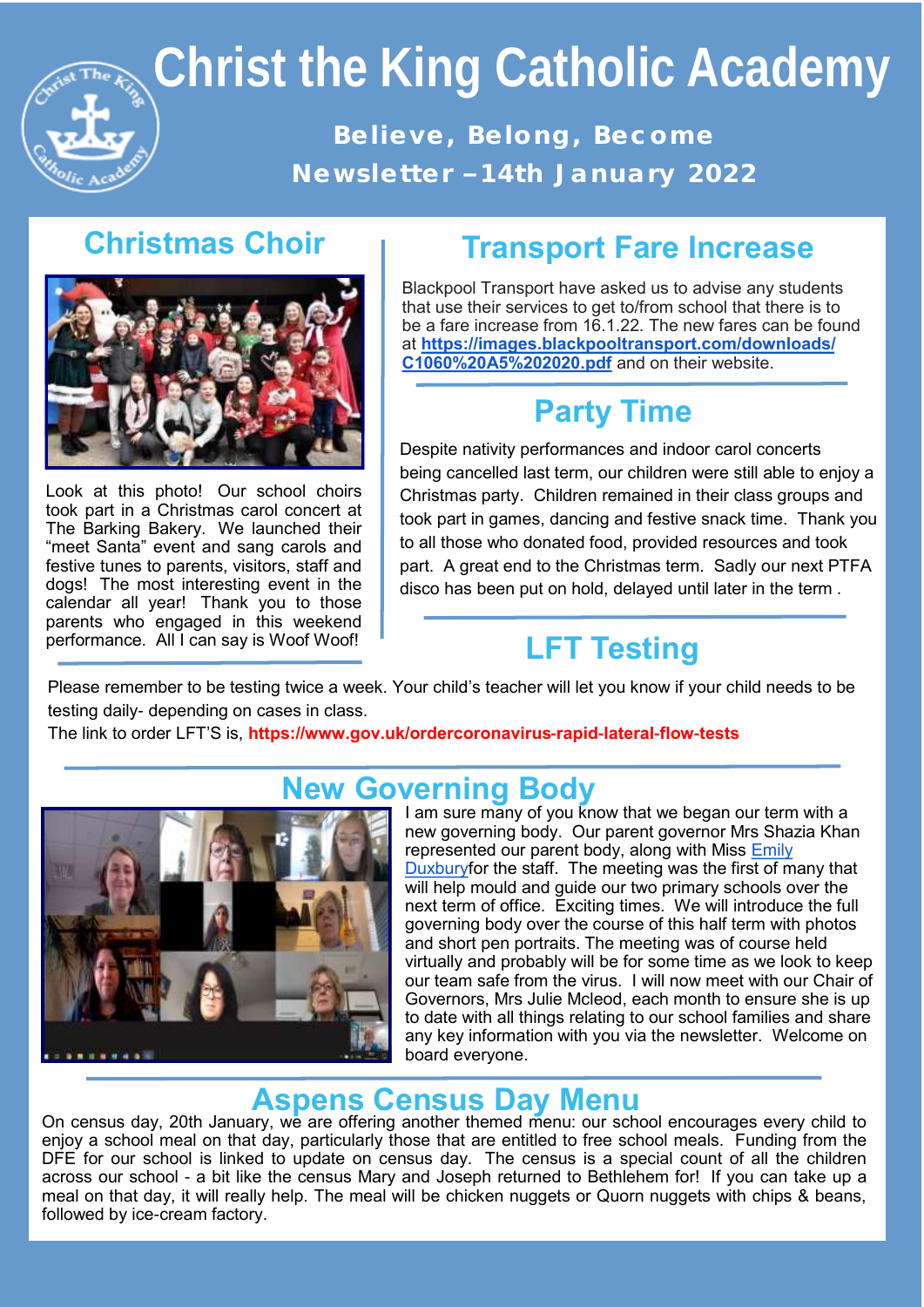# Christ the King Catholic Academy

**Believe, Belong, Become**

**Newsletter – 14th January 2022**

## Christmas Choir

Look at this photo! Our school choirs took part in a Christmas carol concert at The Barking Bakery. We launched their "meet Santa" event and sang carols and festive tunes to parents, visitors, staff and dogs! The most interesting event in the calendar all year! Thank you to those parents who engaged in this weekend performance. All I can say is Woof Woof!

## Transport Fare Increase

Blackpool Transport have asked us to advise any students that use their services to get to/from school that there is to be a fare increase from 16.1.22. The new fares can be found at **https://images.blackpooltransport.com/downloads/C1060%20A5%202020.pdf** and on their website.

## Party Time

Despite nativity performances and indoor carol concerts being cancelled last term, our children were still able to enjoy a Christmas party. Children remained in their class groups and took part in games, dancing and festive snack time. Thank you to all those who donated food, provided resources and took part. A great end to the Christmas term. Sadly our next PTFA disco has been put on hold, delayed until later in the term .

## LFT Testing

Please remember to be testing twice a week. Your child's teacher will let you know if your child needs to be testing daily- depending on cases in class.

The link to order LFT'S is, **https://www.gov.uk/ordercoronavirus-rapid-lateral-flow-tests**

## New Governing Body

I am sure many of you know that we began our term with a new governing body. Our parent governor Mrs Shazia Khan represented our parent body, along with Miss Emily Duxburyfor the staff. The meeting was the first of many that will help mould and guide our two primary schools over the next term of office. Exciting times. We will introduce the full governing body over the course of this half term with photos and short pen portraits. The meeting was of course held virtually and probably will be for some time as we look to keep our team safe from the virus. I will now meet with our Chair of Governors, Mrs Julie Mcleod, each month to ensure she is up to date with all things relating to our school families and share any key information with you via the newsletter. Welcome on board everyone.

## Aspens Census Day Menu

On census day, 20th January, we are offering another themed menu: our school encourages every child to enjoy a school meal on that day, particularly those that are entitled to free school meals. Funding from the DFE for our school is linked to update on census day. The census is a special count of all the children across our school - a bit like the census Mary and Joseph returned to Bethlehem for! If you can take up a meal on that day, it will really help. The meal will be chicken nuggets or Quorn nuggets with chips & beans, followed by ice-cream factory.